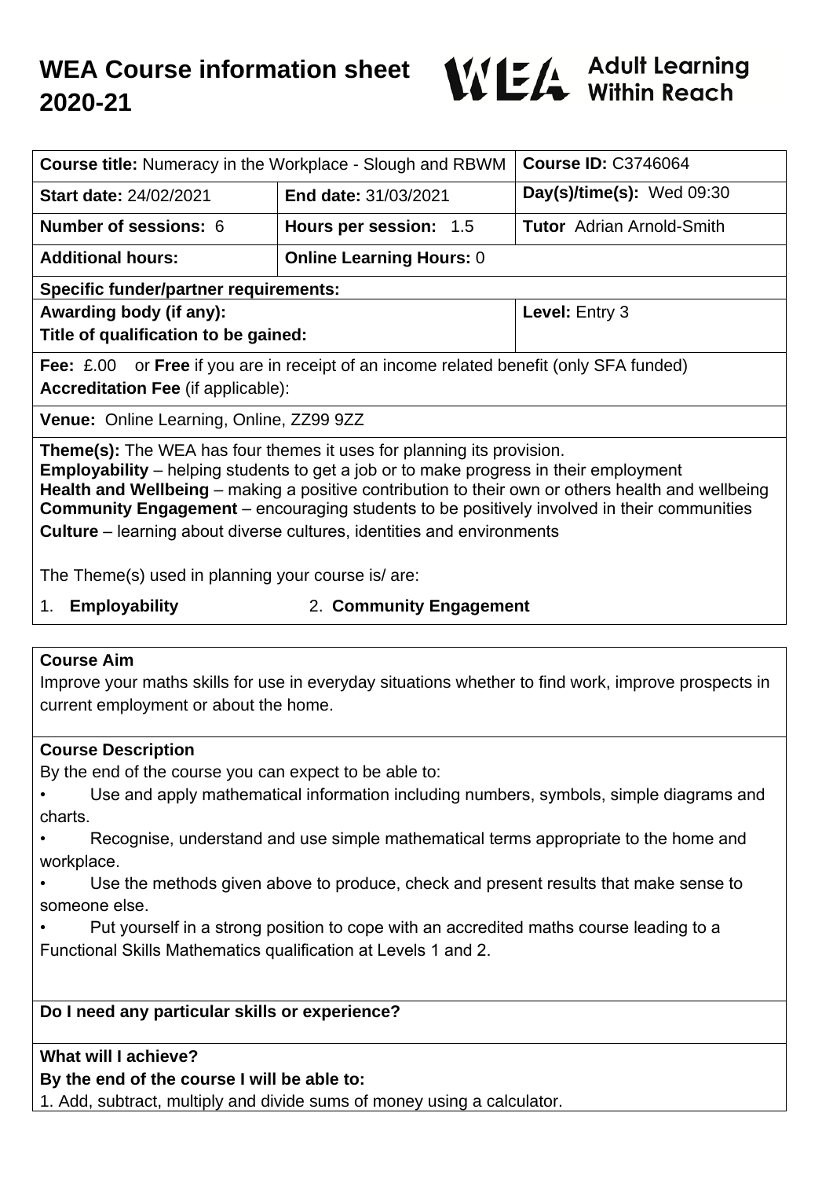# WEA Course information sheet 2020-21

**Adult Learning Within Reach**

| **Course title:** Numeracy in the Workplace - Slough and RBWM | | **Course ID:** C3746064 |
|---|---|---|
| **Start date:** 24/02/2021 | **End date:** 31/03/2021 | **Day(s)/time(s):** Wed 09:30 |
| **Number of sessions:** 6 | **Hours per session:** 1.5 | **Tutor** Adrian Arnold-Smith |
| **Additional hours:** | **Online Learning Hours:** 0 | |
| **Specific funder/partner requirements:** | | |
| **Awarding body (if any):** **Title of qualification to be gained:** | | **Level:** Entry 3 |
| **Fee:** £.00 or **Free** if you are in receipt of an income related benefit (only SFA funded) **Accreditation Fee** (if applicable): | | |
| **Venue:** Online Learning, Online, ZZ99 9ZZ | | |

**Theme(s):** The WEA has four themes it uses for planning its provision.
**Employability** – helping students to get a job or to make progress in their employment
**Health and Wellbeing** – making a positive contribution to their own or others health and wellbeing
**Community Engagement** – encouraging students to be positively involved in their communities
**Culture** – learning about diverse cultures, identities and environments

The Theme(s) used in planning your course is/ are:

1. **Employability**
2. **Community Engagement**

**Course Aim**

Improve your maths skills for use in everyday situations whether to find work, improve prospects in current employment or about the home.

**Course Description**

By the end of the course you can expect to be able to:

- Use and apply mathematical information including numbers, symbols, simple diagrams and charts.
- Recognise, understand and use simple mathematical terms appropriate to the home and workplace.
- Use the methods given above to produce, check and present results that make sense to someone else.
- Put yourself in a strong position to cope with an accredited maths course leading to a Functional Skills Mathematics qualification at Levels 1 and 2.

**Do I need any particular skills or experience?**

**What will I achieve?**

**By the end of the course I will be able to:**

1. Add, subtract, multiply and divide sums of money using a calculator.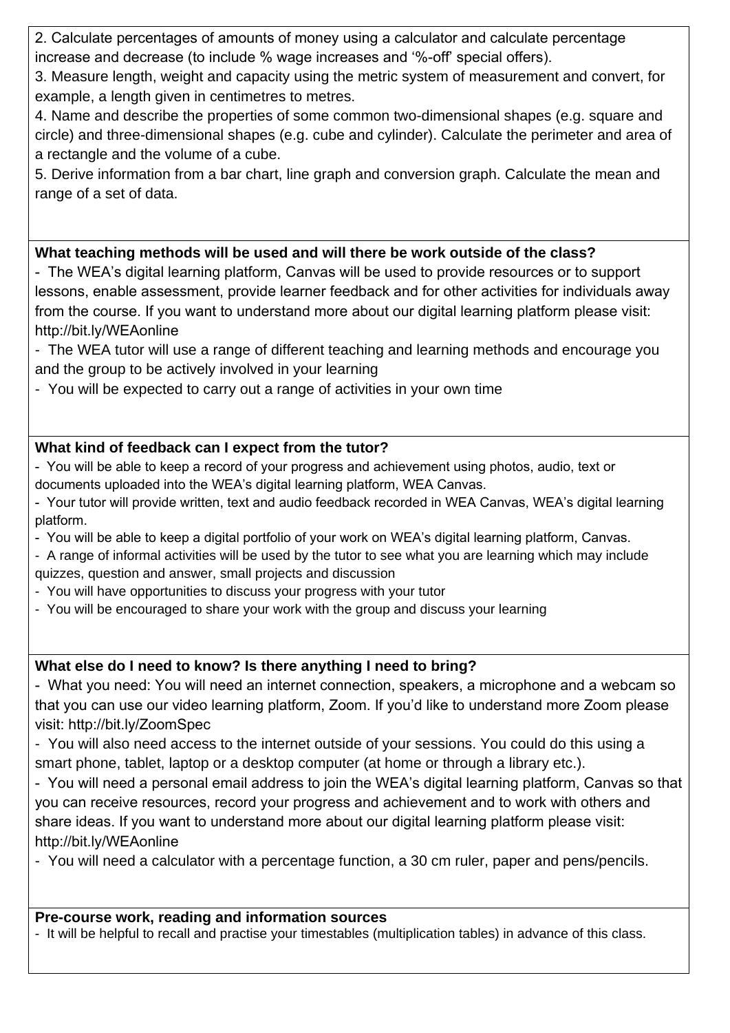2. Calculate percentages of amounts of money using a calculator and calculate percentage increase and decrease (to include % wage increases and '%-off' special offers).
3. Measure length, weight and capacity using the metric system of measurement and convert, for example, a length given in centimetres to metres.
4. Name and describe the properties of some common two-dimensional shapes (e.g. square and circle) and three-dimensional shapes (e.g. cube and cylinder). Calculate the perimeter and area of a rectangle and the volume of a cube.
5. Derive information from a bar chart, line graph and conversion graph. Calculate the mean and range of a set of data.

**What teaching methods will be used and will there be work outside of the class?**

- The WEA's digital learning platform, Canvas will be used to provide resources or to support lessons, enable assessment, provide learner feedback and for other activities for individuals away from the course. If you want to understand more about our digital learning platform please visit: http://bit.ly/WEAonline
- The WEA tutor will use a range of different teaching and learning methods and encourage you and the group to be actively involved in your learning
- You will be expected to carry out a range of activities in your own time

**What kind of feedback can I expect from the tutor?**

- You will be able to keep a record of your progress and achievement using photos, audio, text or documents uploaded into the WEA's digital learning platform, WEA Canvas.
- Your tutor will provide written, text and audio feedback recorded in WEA Canvas, WEA's digital learning platform.
- You will be able to keep a digital portfolio of your work on WEA's digital learning platform, Canvas.
- A range of informal activities will be used by the tutor to see what you are learning which may include quizzes, question and answer, small projects and discussion
- You will have opportunities to discuss your progress with your tutor
- You will be encouraged to share your work with the group and discuss your learning

**What else do I need to know? Is there anything I need to bring?**

- What you need: You will need an internet connection, speakers, a microphone and a webcam so that you can use our video learning platform, Zoom. If you'd like to understand more Zoom please visit: http://bit.ly/ZoomSpec
- You will also need access to the internet outside of your sessions. You could do this using a smart phone, tablet, laptop or a desktop computer (at home or through a library etc.).
- You will need a personal email address to join the WEA's digital learning platform, Canvas so that you can receive resources, record your progress and achievement and to work with others and share ideas. If you want to understand more about our digital learning platform please visit: http://bit.ly/WEAonline
- You will need a calculator with a percentage function, a 30 cm ruler, paper and pens/pencils.

**Pre-course work, reading and information sources**

- It will be helpful to recall and practise your timestables (multiplication tables) in advance of this class.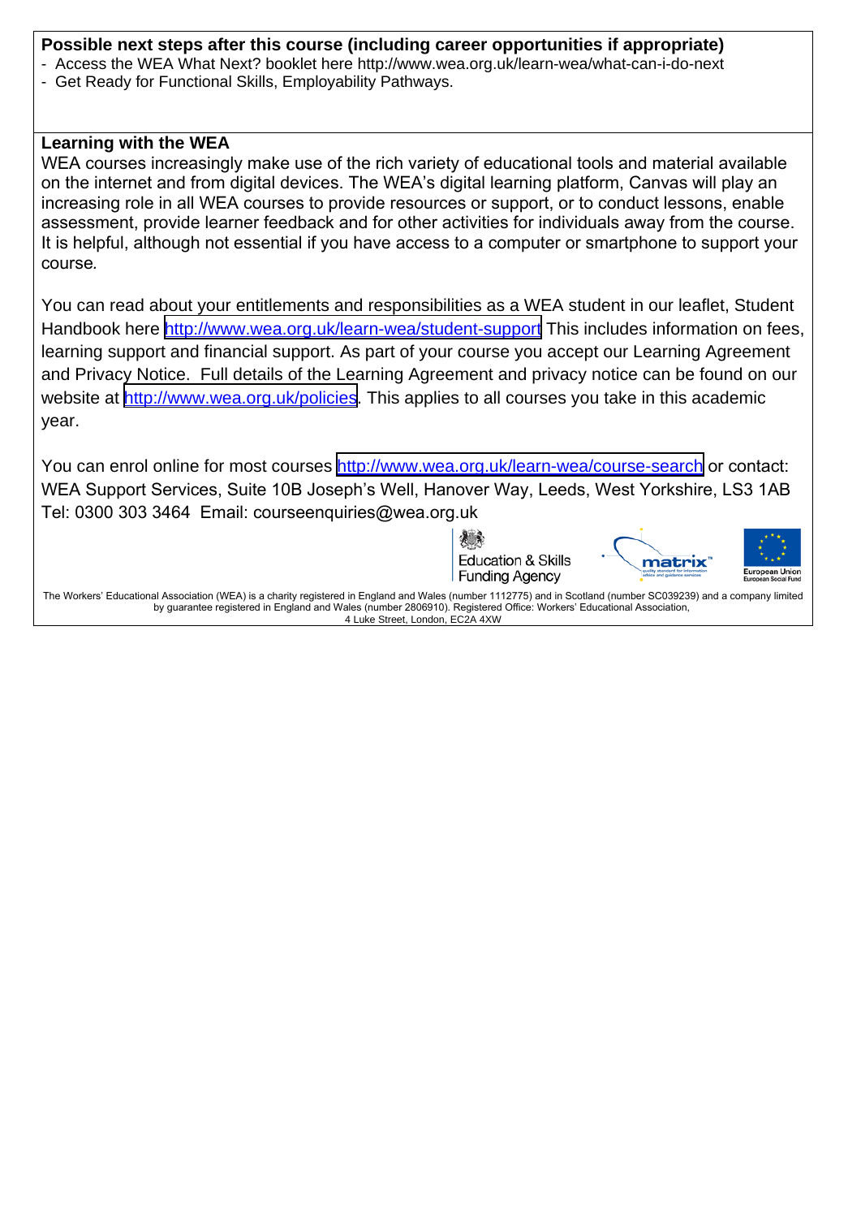**Possible next steps after this course (including career opportunities if appropriate)**

- Access the WEA What Next? booklet here http://www.wea.org.uk/learn-wea/what-can-i-do-next
- Get Ready for Functional Skills, Employability Pathways.

**Learning with the WEA**

WEA courses increasingly make use of the rich variety of educational tools and material available on the internet and from digital devices. The WEA's digital learning platform, Canvas will play an increasing role in all WEA courses to provide resources or support, or to conduct lessons, enable assessment, provide learner feedback and for other activities for individuals away from the course. It is helpful, although not essential if you have access to a computer or smartphone to support your course.

You can read about your entitlements and responsibilities as a WEA student in our leaflet, Student Handbook here http://www.wea.org.uk/learn-wea/student-support This includes information on fees, learning support and financial support. As part of your course you accept our Learning Agreement and Privacy Notice. Full details of the Learning Agreement and privacy notice can be found on our website at http://www.wea.org.uk/policies. This applies to all courses you take in this academic year.

You can enrol online for most courses http://www.wea.org.uk/learn-wea/course-search or contact: WEA Support Services, Suite 10B Joseph's Well, Hanover Way, Leeds, West Yorkshire, LS3 1AB
Tel: 0300 303 3464 Email: courseenquiries@wea.org.uk

Education & Skills Funding Agency

matrix

European Union European Social Fund

The Workers' Educational Association (WEA) is a charity registered in England and Wales (number 1112775) and in Scotland (number SC039239) and a company limited by guarantee registered in England and Wales (number 2806910). Registered Office: Workers' Educational Association, 4 Luke Street, London, EC2A 4XW